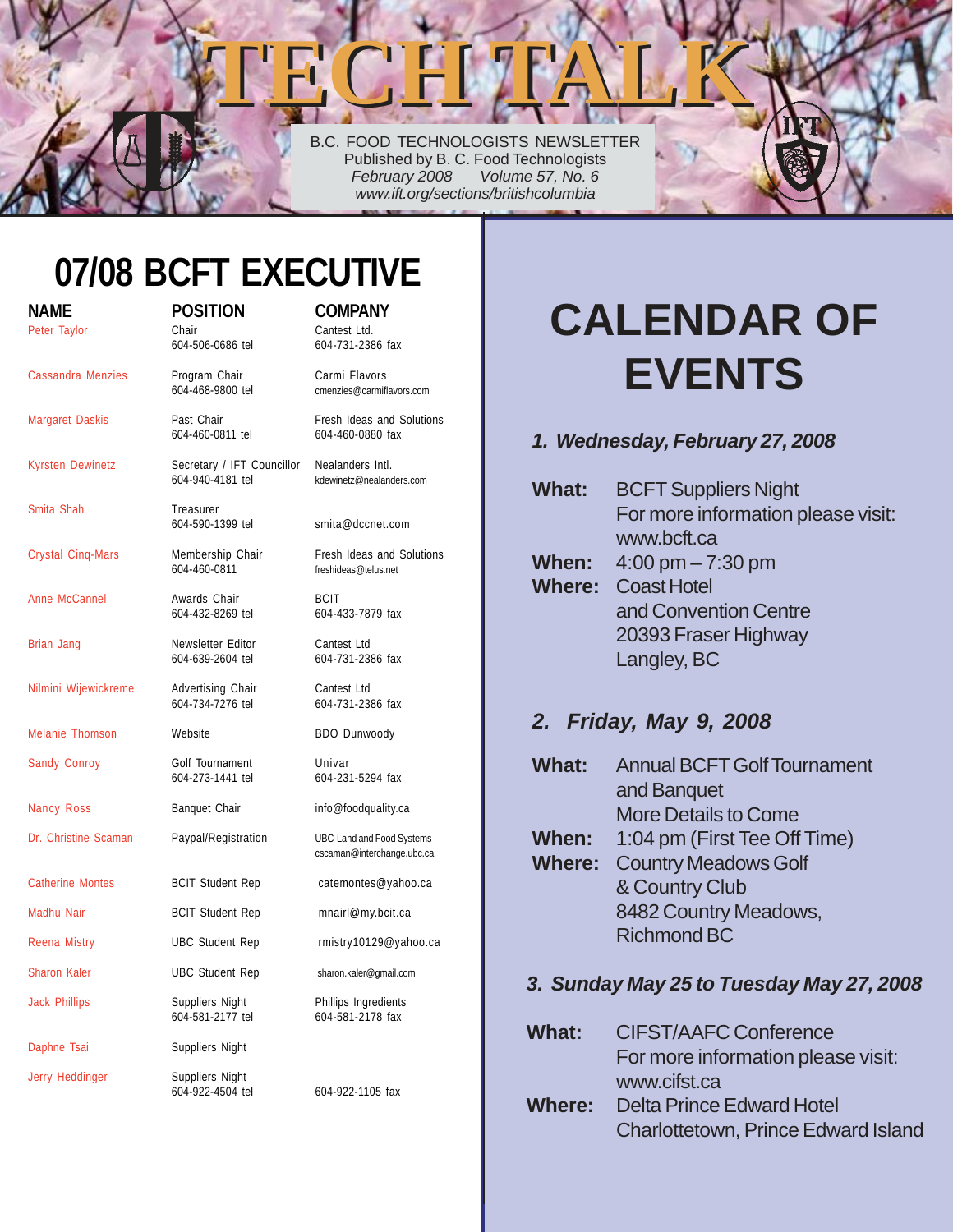# TECH TALK

B.C. FOOD TECHNOLOGISTS NEWSLETTER
Published by B. C. Food Technologists
*February 2008 Volume 57, No. 6*
*www.ift.org/sections/britishcolumbia*

## 07/08 BCFT EXECUTIVE

| NAME | POSITION | COMPANY |
|---|---|---|
| Peter Taylor | Chair<br>604-506-0686 tel | Cantest Ltd.<br>604-731-2386 fax |
| Cassandra Menzies | Program Chair<br>604-468-9800 tel | Carmi Flavors<br>cmenzies@carmiflavors.com |
| Margaret Daskis | Past Chair<br>604-460-0811 tel | Fresh Ideas and Solutions<br>604-460-0880 fax |
| Kyrsten Dewinetz | Secretary / IFT Councillor<br>604-940-4181 tel | Nealanders Intl.<br>kdewinetz@nealanders.com |
| Smita Shah | Treasurer<br>604-590-1399 tel | smita@dccnet.com |
| Crystal Cinq-Mars | Membership Chair<br>604-460-0811 | Fresh Ideas and Solutions<br>freshideas@telus.net |
| Anne McCannel | Awards Chair<br>604-432-8269 tel | BCIT<br>604-433-7879 fax |
| Brian Jang | Newsletter Editor<br>604-639-2604 tel | Cantest Ltd<br>604-731-2386 fax |
| Nilmini Wijewickreme | Advertising Chair<br>604-734-7276 tel | Cantest Ltd<br>604-731-2386 fax |
| Melanie Thomson | Website | BDO Dunwoody |
| Sandy Conroy | Golf Tournament<br>604-273-1441 tel | Univar<br>604-231-5294 fax |
| Nancy Ross | Banquet Chair | info@foodquality.ca |
| Dr. Christine Scaman | Paypal/Registration | UBC-Land and Food Systems<br>cscaman@interchange.ubc.ca |
| Catherine Montes | BCIT Student Rep | catemontes@yahoo.ca |
| Madhu Nair | BCIT Student Rep | mnairl@my.bcit.ca |
| Reena Mistry | UBC Student Rep | rmistry10129@yahoo.ca |
| Sharon Kaler | UBC Student Rep | sharon.kaler@gmail.com |
| Jack Phillips | Suppliers Night<br>604-581-2177 tel | Phillips Ingredients<br>604-581-2178 fax |
| Daphne Tsai | Suppliers Night | |
| Jerry Heddinger | Suppliers Night<br>604-922-4504 tel | 604-922-1105 fax |

## CALENDAR OF EVENTS

### *1. Wednesday, February 27, 2008*

**What:** BCFT Suppliers Night
For more information please visit: www.bcft.ca
**When:** 4:00 pm – 7:30 pm
**Where:** Coast Hotel and Convention Centre
20393 Fraser Highway
Langley, BC

### *2. Friday, May 9, 2008*

**What:** Annual BCFT Golf Tournament and Banquet
More Details to Come
**When:** 1:04 pm (First Tee Off Time)
**Where:** Country Meadows Golf & Country Club
8482 Country Meadows,
Richmond BC

### *3. Sunday May 25 to Tuesday May 27, 2008*

**What:** CIFST/AAFC Conference
For more information please visit: www.cifst.ca
**Where:** Delta Prince Edward Hotel
Charlottetown, Prince Edward Island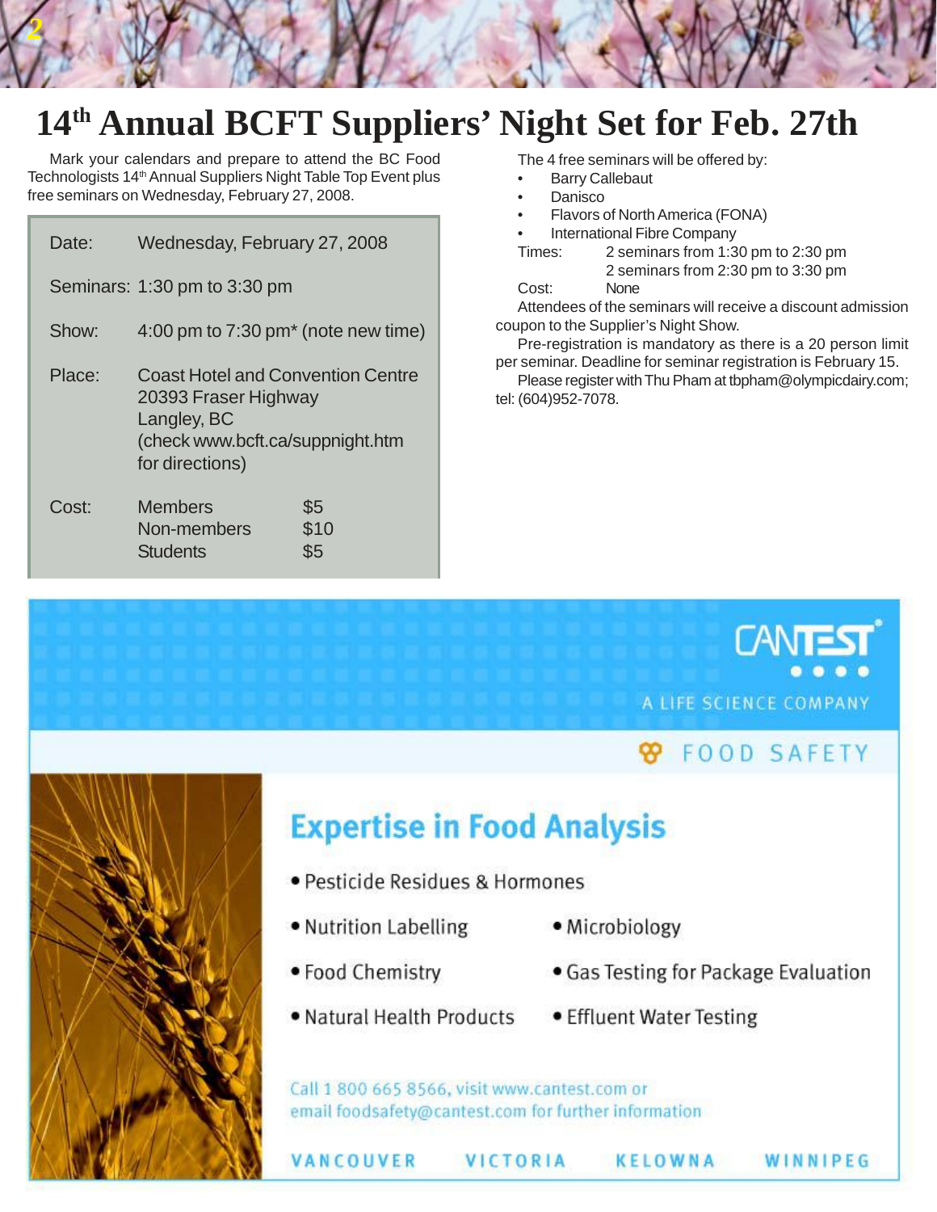# 14th Annual BCFT Suppliers' Night Set for Feb. 27th

Mark your calendars and prepare to attend the BC Food Technologists 14th Annual Suppliers Night Table Top Event plus free seminars on Wednesday, February 27, 2008.

| | | |
|---|---|---|
| Date: | Wednesday, February 27, 2008 | |
| Seminars: | 1:30 pm to 3:30 pm | |
| Show: | 4:00 pm to 7:30 pm* (note new time) | |
| Place: | Coast Hotel and Convention Centre<br>20393 Fraser Highway<br>Langley, BC<br>(check www.bcft.ca/suppnight.htm for directions) | |
| Cost: | Members | $5 |
| | Non-members | $10 |
| | Students | $5 |

The 4 free seminars will be offered by:

- Barry Callebaut
- Danisco
- Flavors of North America (FONA)
- International Fibre Company

Times: 2 seminars from 1:30 pm to 2:30 pm
2 seminars from 2:30 pm to 3:30 pm

Cost: None

Attendees of the seminars will receive a discount admission coupon to the Supplier's Night Show.

Pre-registration is mandatory as there is a 20 person limit per seminar. Deadline for seminar registration is February 15.

Please register with Thu Pham at tbpham@olympicdairy.com; tel: (604)952-7078.

---

**CANTEST**

A LIFE SCIENCE COMPANY

FOOD SAFETY

## Expertise in Food Analysis

- Pesticide Residues & Hormones
- Nutrition Labelling
- Microbiology
- Food Chemistry
- Gas Testing for Package Evaluation
- Natural Health Products
- Effluent Water Testing

Call 1 800 665 8566, visit www.cantest.com or email foodsafety@cantest.com for further information

VANCOUVER VICTORIA KELOWNA WINNIPEG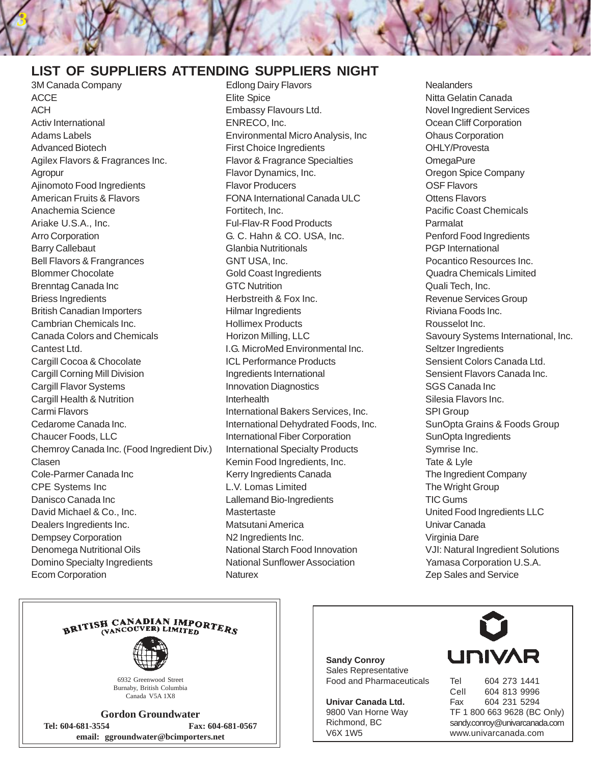## LIST OF SUPPLIERS ATTENDING SUPPLIERS NIGHT

3M Canada Company
ACCE
ACH
Activ International
Adams Labels
Advanced Biotech
Agilex Flavors & Fragrances Inc.
Agropur
Ajinomoto Food Ingredients
American Fruits & Flavors
Anachemia Science
Ariake U.S.A., Inc.
Arro Corporation
Barry Callebaut
Bell Flavors & Frangrances
Blommer Chocolate
Brenntag Canada Inc
Briess Ingredients
British Canadian Importers
Cambrian Chemicals Inc.
Canada Colors and Chemicals
Cantest Ltd.
Cargill Cocoa & Chocolate
Cargill Corning Mill Division
Cargill Flavor Systems
Cargill Health & Nutrition
Carmi Flavors
Cedarome Canada Inc.
Chaucer Foods, LLC
Chemroy Canada Inc. (Food Ingredient Div.)
Clasen
Cole-Parmer Canada Inc
CPE Systems Inc
Danisco Canada Inc
David Michael & Co., Inc.
Dealers Ingredients Inc.
Dempsey Corporation
Denomega Nutritional Oils
Domino Specialty Ingredients
Ecom Corporation
Edlong Dairy Flavors
Elite Spice
Embassy Flavours Ltd.
ENRECO, Inc.
Environmental Micro Analysis, Inc
First Choice Ingredients
Flavor & Fragrance Specialties
Flavor Dynamics, Inc.
Flavor Producers
FONA International Canada ULC
Fortitech, Inc.
Ful-Flav-R Food Products
G. C. Hahn & CO. USA, Inc.
Glanbia Nutritionals
GNT USA, Inc.
Gold Coast Ingredients
GTC Nutrition
Herbstreith & Fox Inc.
Hilmar Ingredients
Hollimex Products
Horizon Milling, LLC
I.G. MicroMed Environmental Inc.
ICL Performance Products
Ingredients International
Innovation Diagnostics
Interhealth
International Bakers Services, Inc.
International Dehydrated Foods, Inc.
International Fiber Corporation
International Specialty Products
Kemin Food Ingredients, Inc.
Kerry Ingredients Canada
L.V. Lomas Limited
Lallemand Bio-Ingredients
Mastertaste
Matsutani America
N2 Ingredients Inc.
National Starch Food Innovation
National Sunflower Association
Naturex
Nealanders
Nitta Gelatin Canada
Novel Ingredient Services
Ocean Cliff Corporation
Ohaus Corporation
OHLY/Provesta
OmegaPure
Oregon Spice Company
OSF Flavors
Ottens Flavors
Pacific Coast Chemicals
Parmalat
Penford Food Ingredients
PGP International
Pocantico Resources Inc.
Quadra Chemicals Limited
Quali Tech, Inc.
Revenue Services Group
Riviana Foods Inc.
Rousselot Inc.
Savoury Systems International, Inc.
Seltzer Ingredients
Sensient Colors Canada Ltd.
Sensient Flavors Canada Inc.
SGS Canada Inc
Silesia Flavors Inc.
SPI Group
SunOpta Grains & Foods Group
SunOpta Ingredients
Symrise Inc.
Tate & Lyle
The Ingredient Company
The Wright Group
TIC Gums
United Food Ingredients LLC
Univar Canada
Virginia Dare
VJI: Natural Ingredient Solutions
Yamasa Corporation U.S.A.
Zep Sales and Service

**BRITISH CANADIAN IMPORTERS (VANCOUVER) LIMITED**

6932 Greenwood Street
Burnaby, British Columbia
Canada V5A 1X8

**Gordon Groundwater**
**Tel: 604-681-3554** **Fax: 604-681-0567**
**email: ggroundwater@bcimporters.net**

**UNIVAR**

**Sandy Conroy**
Sales Representative
Food and Pharmaceuticals

**Univar Canada Ltd.**
9800 Van Horne Way
Richmond, BC
V6X 1W5

Tel 604 273 1441
Cell 604 813 9996
Fax 604 231 5294
TF 1 800 663 9628 (BC Only)
sandy.conroy@univarcanada.com
www.univarcanada.com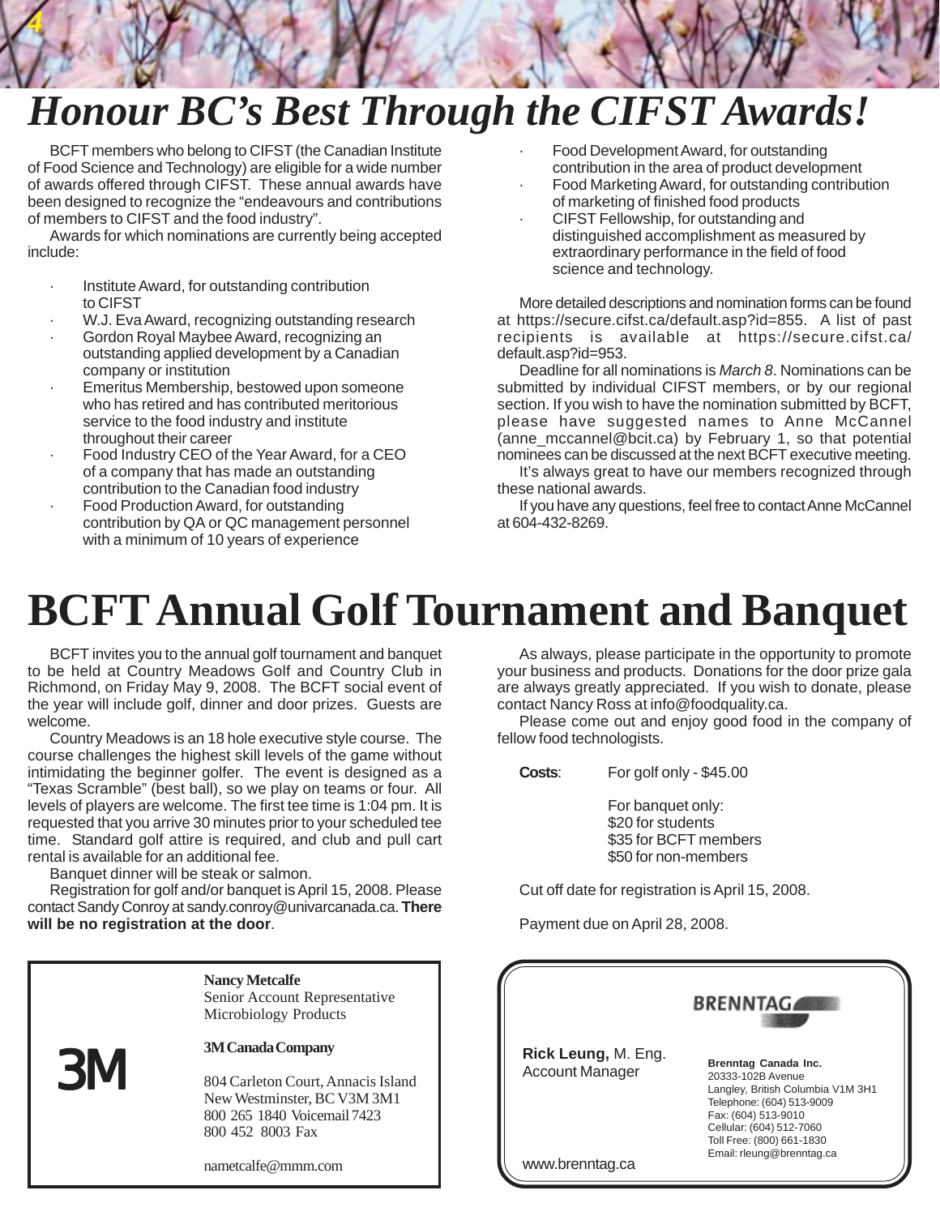# Honour BC's Best Through the CIFST Awards!

BCFT members who belong to CIFST (the Canadian Institute of Food Science and Technology) are eligible for a wide number of awards offered through CIFST. These annual awards have been designed to recognize the "endeavours and contributions of members to CIFST and the food industry".

Awards for which nominations are currently being accepted include:

- Institute Award, for outstanding contribution to CIFST
- W.J. Eva Award, recognizing outstanding research
- Gordon Royal Maybee Award, recognizing an outstanding applied development by a Canadian company or institution
- Emeritus Membership, bestowed upon someone who has retired and has contributed meritorious service to the food industry and institute throughout their career
- Food Industry CEO of the Year Award, for a CEO of a company that has made an outstanding contribution to the Canadian food industry
- Food Production Award, for outstanding contribution by QA or QC management personnel with a minimum of 10 years of experience
- Food Development Award, for outstanding contribution in the area of product development
- Food Marketing Award, for outstanding contribution of marketing of finished food products
- CIFST Fellowship, for outstanding and distinguished accomplishment as measured by extraordinary performance in the field of food science and technology.

More detailed descriptions and nomination forms can be found at https://secure.cifst.ca/default.asp?id=855. A list of past recipients is available at https://secure.cifst.ca/default.asp?id=953.

Deadline for all nominations is *March 8*. Nominations can be submitted by individual CIFST members, or by our regional section. If you wish to have the nomination submitted by BCFT, please have suggested names to Anne McCannel (anne_mccannel@bcit.ca) by February 1, so that potential nominees can be discussed at the next BCFT executive meeting.

It's always great to have our members recognized through these national awards.

If you have any questions, feel free to contact Anne McCannel at 604-432-8269.

# BCFT Annual Golf Tournament and Banquet

BCFT invites you to the annual golf tournament and banquet to be held at Country Meadows Golf and Country Club in Richmond, on Friday May 9, 2008. The BCFT social event of the year will include golf, dinner and door prizes. Guests are welcome.

Country Meadows is an 18 hole executive style course. The course challenges the highest skill levels of the game without intimidating the beginner golfer. The event is designed as a "Texas Scramble" (best ball), so we play on teams or four. All levels of players are welcome. The first tee time is 1:04 pm. It is requested that you arrive 30 minutes prior to your scheduled tee time. Standard golf attire is required, and club and pull cart rental is available for an additional fee.

Banquet dinner will be steak or salmon.

Registration for golf and/or banquet is April 15, 2008. Please contact Sandy Conroy at sandy.conroy@univarcanada.ca. **There will be no registration at the door**.

As always, please participate in the opportunity to promote your business and products. Donations for the door prize gala are always greatly appreciated. If you wish to donate, please contact Nancy Ross at info@foodquality.ca.

Please come out and enjoy good food in the company of fellow food technologists.

**Costs**: For golf only - $45.00

For banquet only:
$20 for students
$35 for BCFT members
$50 for non-members

Cut off date for registration is April 15, 2008.

Payment due on April 28, 2008.

---

3M

**Nancy Metcalfe**
Senior Account Representative
Microbiology Products

**3M Canada Company**

804 Carleton Court, Annacis Island
New Westminster, BC V3M 3M1
800 265 1840 Voicemail 7423
800 452 8003 Fax

nametcalfe@mmm.com

---

BRENNTAG

**Rick Leung,** M. Eng.
Account Manager

**Brenntag Canada Inc.**
20333-102B Avenue
Langley, British Columbia V1M 3H1
Telephone: (604) 513-9009
Fax: (604) 513-9010
Cellular: (604) 512-7060
Toll Free: (800) 661-1830
Email: rleung@brenntag.ca

www.brenntag.ca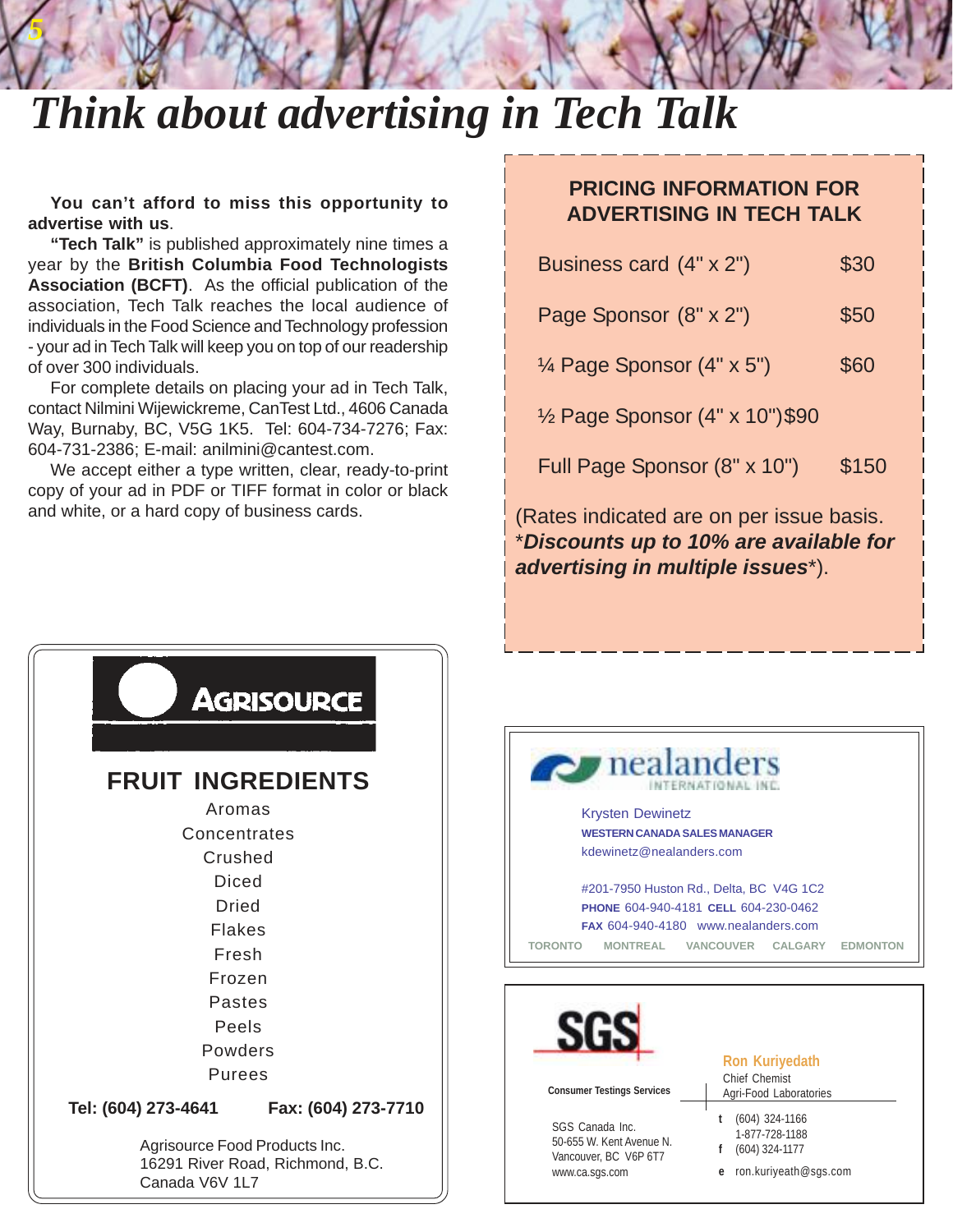# Think about advertising in Tech Talk

**You can't afford to miss this opportunity to advertise with us**.

**"Tech Talk"** is published approximately nine times a year by the **British Columbia Food Technologists Association (BCFT)**. As the official publication of the association, Tech Talk reaches the local audience of individuals in the Food Science and Technology profession - your ad in Tech Talk will keep you on top of our readership of over 300 individuals.

For complete details on placing your ad in Tech Talk, contact Nilmini Wijewickreme, CanTest Ltd., 4606 Canada Way, Burnaby, BC, V5G 1K5. Tel: 604-734-7276; Fax: 604-731-2386; E-mail: anilmini@cantest.com.

We accept either a type written, clear, ready-to-print copy of your ad in PDF or TIFF format in color or black and white, or a hard copy of business cards.

## PRICING INFORMATION FOR ADVERTISING IN TECH TALK

| | |
|---|---|
| Business card (4" x 2") | $30 |
| Page Sponsor (8" x 2") | $50 |
| ¼ Page Sponsor (4" x 5") | $60 |
| ½ Page Sponsor (4" x 10") | $90 |
| Full Page Sponsor (8" x 10") | $150 |

(Rates indicated are on per issue basis. **\****Discounts up to 10% are available for advertising in multiple issues***\***).

---

**AGRISOURCE**

**FRUIT INGREDIENTS**

Aromas
Concentrates
Crushed
Diced
Dried
Flakes
Fresh
Frozen
Pastes
Peels
Powders
Purees

**Tel: (604) 273-4641** **Fax: (604) 273-7710**

Agrisource Food Products Inc.
16291 River Road, Richmond, B.C.
Canada V6V 1L7

---

nealanders INTERNATIONAL INC.

Krysten Dewinetz
**WESTERN CANADA SALES MANAGER**
kdewinetz@nealanders.com

#201-7950 Huston Rd., Delta, BC V4G 1C2
**PHONE** 604-940-4181 **CELL** 604-230-0462
**FAX** 604-940-4180 www.nealanders.com

TORONTO MONTREAL VANCOUVER CALGARY EDMONTON

---

SGS

**Consumer Testings Services**

SGS Canada Inc.
50-655 W. Kent Avenue N.
Vancouver, BC V6P 6T7
www.ca.sgs.com

**Ron Kuriyedath**
Chief Chemist
Agri-Food Laboratories

**t** (604) 324-1166
1-877-728-1188
**f** (604) 324-1177
**e** ron.kuriyeath@sgs.com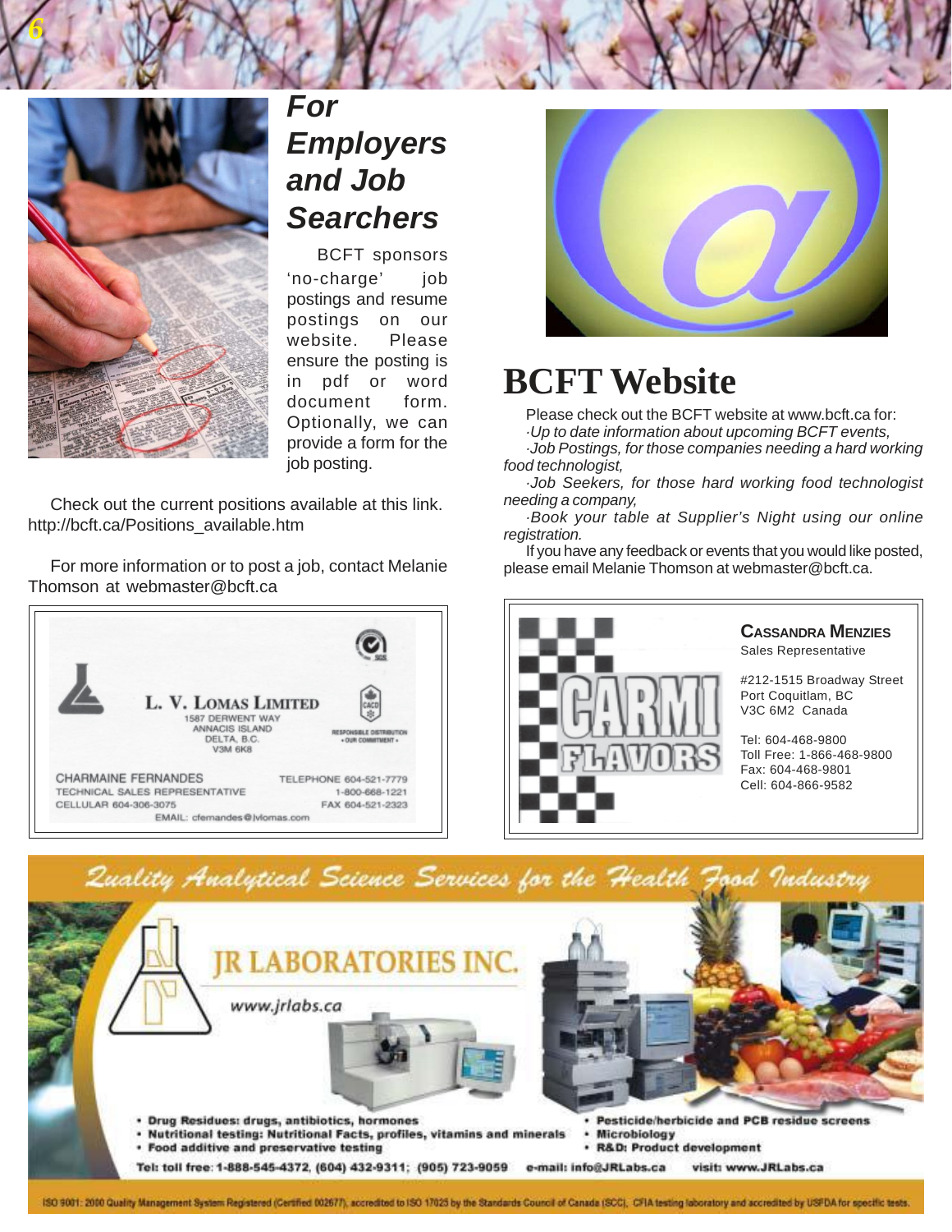# For Employers and Job Searchers

BCFT sponsors 'no-charge' job postings and resume postings on our website. Please ensure the posting is in pdf or word document form. Optionally, we can provide a form for the job posting.

Check out the current positions available at this link. http://bcft.ca/Positions_available.htm

For more information or to post a job, contact Melanie Thomson at webmaster@bcft.ca

L. V. LOMAS LIMITED
1587 DERWENT WAY
ANNACIS ISLAND
DELTA, B.C.
V3M 6K8

RESPONSIBLE DISTRIBUTION • OUR COMMITMENT •

CHARMAINE FERNANDES
TECHNICAL SALES REPRESENTATIVE
CELLULAR 604-306-3075

TELEPHONE 604-521-7779
1-800-668-1221
FAX 604-521-2323

EMAIL: cfernandes@lvlomas.com

# BCFT Website

Please check out the BCFT website at www.bcft.ca for:

*·Up to date information about upcoming BCFT events,*

*·Job Postings, for those companies needing a hard working food technologist,*

*·Job Seekers, for those hard working food technologist needing a company,*

*·Book your table at Supplier's Night using our online registration.*

If you have any feedback or events that you would like posted, please email Melanie Thomson at webmaster@bcft.ca.

CARMI FLAVORS

**CASSANDRA MENZIES**
Sales Representative

#212-1515 Broadway Street
Port Coquitlam, BC
V3C 6M2 Canada

Tel: 604-468-9800
Toll Free: 1-866-468-9800
Fax: 604-468-9801
Cell: 604-866-9582

*Quality Analytical Science Services for the Health Food Industry*

JR LABORATORIES INC.

www.jrlabs.ca

- **Drug Residues: drugs, antibiotics, hormones**
- **Nutritional testing: Nutritional Facts, profiles, vitamins and minerals**
- **Food additive and preservative testing**
- **Pesticide/herbicide and PCB residue screens**
- **Microbiology**
- **R&D: Product development**

**Tel: toll free: 1-888-545-4372, (604) 432-9311; (905) 723-9059 e-mail: info@JRLabs.ca visit: www.JRLabs.ca**

ISO 9001: 2000 Quality Management System Registered (Certified 002677), accredited to ISO 17025 by the Standards Council of Canada (SCC), CFIA testing laboratory and accredited by USFDA for specific tests.